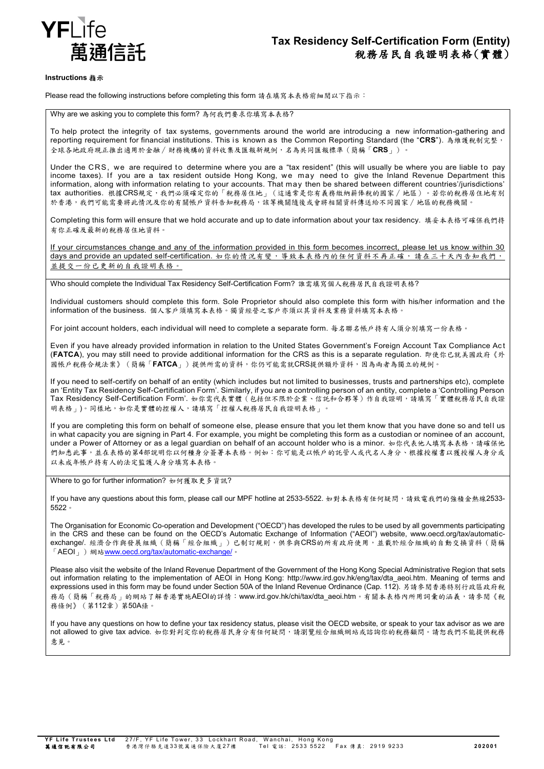**YF**Life
萬通信託

# Tax Residency Self-Certification Form (Entity)
# 稅務居民自我證明表格(實體)

**Instructions 指示**

Please read the following instructions before completing this form 請在填寫本表格前細閱以下指示：

Why are we asking you to complete this form? 為何我們要求你填寫本表格?

To help protect the integrity of tax systems, governments around the world are introducing a new information-gathering and reporting requirement for financial institutions. This is known as the Common Reporting Standard (the "**CRS**"). 為維護稅制完整，全球各地政府現正推出適用於金融／財務機構的資料收集及匯報新規例，名為共同匯報標準（簡稱「**CRS**」）。

Under the CRS, we are required to determine where you are a "tax resident" (this will usually be where you are liable to pay income taxes). If you are a tax resident outside Hong Kong, we may need to give the Inland Revenue Department this information, along with information relating to your accounts. That may then be shared between different countries'/jurisdictions' tax authorities. 根據CRS規定，我們必須確定你的「稅務居住地」（這通常是你有義務繳納薪俸稅的國家／地區）。若你的稅務居住地有別於香港，我們可能需要將此情況及你的有關帳戶資料告知稅務局，該等機關隨後或會將相關資料傳送給不同國家／地區的稅務機關。

Completing this form will ensure that we hold accurate and up to date information about your tax residency. 填妥本表格可確保我們持有你正確及最新的稅務居住地資料。

If your circumstances change and any of the information provided in this form becomes incorrect, please let us know within 30 days and provide an updated self-certification. 如你的情況有變，導致本表格內的任何資料不再正確，請在三十天內告知我們，並提交一份已更新的自我證明表格。

Who should complete the Individual Tax Residency Self-Certification Form? 誰需填寫個人稅務居民自我證明表格?

Individual customers should complete this form. Sole Proprietor should also complete this form with his/her information and the information of the business. 個人客戶須填寫本表格。獨資經營之客戶亦須以其資料及業務資料填寫本表格。

For joint account holders, each individual will need to complete a separate form. 每名聯名帳戶持有人須分別填寫一份表格。

Even if you have already provided information in relation to the United States Government's Foreign Account Tax Compliance Act (**FATCA**), you may still need to provide additional information for the CRS as this is a separate regulation. 即使你已就美國政府《外國帳戶稅務合規法案》（簡稱「**FATCA**」）提供所需的資料，你仍可能需就CRS提供額外資料，因為兩者為獨立的規例。

If you need to self-certify on behalf of an entity (which includes but not limited to businesses, trusts and partnerships etc), complete an 'Entity Tax Residency Self-Certification Form'. Similarly, if you are a controlling person of an entity, complete a 'Controlling Person Tax Residency Self-Certification Form'. 如你需代表實體（包括但不限於企業、信託和合夥等）作自我證明，請填寫「實體稅務居民自我證明表格」)。同樣地，如你是實體的控權人，請填寫「控權人稅務居民自我證明表格」。

If you are completing this form on behalf of someone else, please ensure that you let them know that you have done so and tell us in what capacity you are signing in Part 4. For example, you might be completing this form as a custodian or nominee of an account, under a Power of Attorney or as a legal guardian on behalf of an account holder who is a minor. 如你代表他人填寫本表格，請確保他們知悉此事，並在表格的第4部說明你以何種身分簽署本表格。例如：你可能是以帳戶的託管人或代名人身分、根據授權書以獲授權人身分或以未成年帳戶持有人的法定監護人身分填寫本表格。

Where to go for further information? 如何獲取更多資訊?

If you have any questions about this form, please call our MPF hotline at 2533-5522. 如對本表格有任何疑問，請致電我們的強積金熱線2533-5522。

The Organisation for Economic Co-operation and Development ("OECD") has developed the rules to be used by all governments participating in the CRS and these can be found on the OECD's Automatic Exchange of Information ("AEOI") website, www.oecd.org/tax/automatic-exchange/. 經濟合作與發展組織（簡稱「經合組織」）已制訂規則，供參與CRS的所有政府使用，並載於經合組織的自動交換資料（簡稱「AEOI」）網站www.oecd.org/tax/automatic-exchange/。

Please also visit the website of the Inland Revenue Department of the Government of the Hong Kong Special Administrative Region that sets out information relating to the implementation of AEOI in Hong Kong: http://www.ird.gov.hk/eng/tax/dta_aeoi.htm. Meaning of terms and expressions used in this form may be found under Section 50A of the Inland Revenue Ordinance (Cap. 112). 另請參閱香港特別行政區政府稅務局（簡稱「稅務局」的網站了解香港實施AEOI的詳情：www.ird.gov.hk/chi/tax/dta_aeoi.htm。有關本表格內所用詞彙的涵義，請參閱《稅務條例》（第112章）第50A條。

If you have any questions on how to define your tax residency status, please visit the OECD website, or speak to your tax advisor as we are not allowed to give tax advice. 如你對判定你的稅務居民身分有任何疑問，請瀏覽經合組織網站或諮詢你的稅務顧問。請恕我們不能提供稅務意見。

**YF Life Trustees Ltd** 27/F, YF Life Tower, 33 Lockhart Road, Wanchai, Hong Kong Tel 電話: 2533 5522 Fax 傳真: 2919 9233
**萬通信託有限公司** 香港灣仔駱克道33號萬通保險大廈27樓 **202001**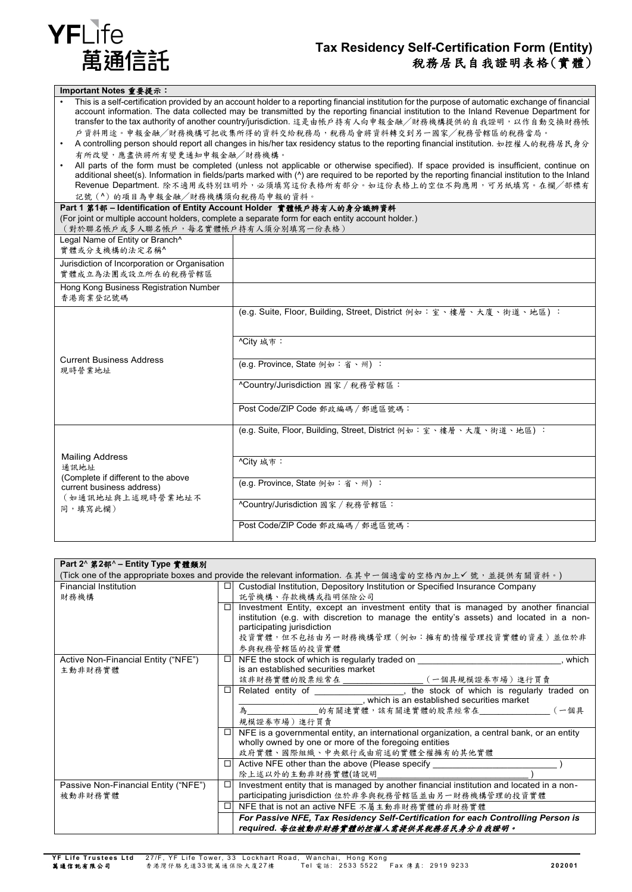YFLife
萬通信託

# Tax Residency Self-Certification Form (Entity)
# 稅務居民自我證明表格（實體）

**Important Notes 重要提示：**

- This is a self-certification provided by an account holder to a reporting financial institution for the purpose of automatic exchange of financial account information. The data collected may be transmitted by the reporting financial institution to the Inland Revenue Department for transfer to the tax authority of another country/jurisdiction. 這是由帳戶持有人向申報金融／財務機構提供的自我證明，以作自動交換財務帳戶資料用途。申報金融／財務機構可把收集所得的資料交給稅務局，稅務局會將資料轉交到另一國家／稅務管轄區的稅務當局。
- A controlling person should report all changes in his/her tax residency status to the reporting financial institution. 如控權人的稅務居民身分有所改變，應盡快將所有變更通知申報金融／財務機構。
- All parts of the form must be completed (unless not applicable or otherwise specified). If space provided is insufficient, continue on additional sheet(s). Information in fields/parts marked with (^) are required to be reported by the reporting financial institution to the Inland Revenue Department. 除不適用或特別註明外，必須填寫這份表格所有部分。如這份表格上的空位不夠應用，可另紙填寫。在欄／部標有記號（^）的項目為申報金融／財務機構須向稅務局申報的資料。

**Part 1 第1部 – Identification of Entity Account Holder 實體帳戶持有人的身分識辨資料**

(For joint or multiple account holders, complete a separate form for each entity account holder.)
（對於聯名帳戶或多人聯名帳戶，每名實體帳戶持有人須分別填寫一份表格）

| | |
|---|---|
| Legal Name of Entity or Branch^ 實體或分支機構的法定名稱^ | |
| Jurisdiction of Incorporation or Organisation 實體成立為法團或設立所在的稅務管轄區 | |
| Hong Kong Business Registration Number 香港商業登記號碼 | |
| Current Business Address 現時營業地址 | (e.g. Suite, Floor, Building, Street, District 例如：室、樓層、大廈、街道、地區)： |
| | ^City 城市： |
| | (e.g. Province, State 例如：省、州)： |
| | ^Country/Jurisdiction 國家／稅務管轄區： |
| | Post Code/ZIP Code 郵政編碼／郵遞區號碼： |
| Mailing Address 通訊地址 (Complete if different to the above current business address) （如通訊地址與上述現時營業地址不同，填寫此欄） | (e.g. Suite, Floor, Building, Street, District 例如：室、樓層、大廈、街道、地區)： |
| | ^City 城市： |
| | (e.g. Province, State 例如：省、州)： |
| | ^Country/Jurisdiction 國家／稅務管轄區： |
| | Post Code/ZIP Code 郵政編碼／郵遞區號碼： |

**Part 2^ 第2部^ – Entity Type 實體類別**

(Tick one of the appropriate boxes and provide the relevant information. 在其中一個適當的空格內加上✓號，並提供有關資料。)

| | | |
|---|---|---|
| Financial Institution 財務機構 | ☐ | Custodial Institution, Depository Institution or Specified Insurance Company 託管機構、存款機構或指明保險公司 |
| | ☐ | Investment Entity, except an investment entity that is managed by another financial institution (e.g. with discretion to manage the entity's assets) and located in a non-participating jurisdiction 投資實體，但不包括由另一財務機構管理（例如：擁有酌情權管理投資實體的資產）並位於非參與稅務管轄區的投資實體 |
| Active Non-Financial Entity ("NFE") 主動非財務實體 | ☐ | NFE the stock of which is regularly traded on ______________, which is an established securities market 該非財務實體的股票經常在______________（一個具規模證券市場）進行買賣 |
| | ☐ | Related entity of ______________, the stock of which is regularly traded on ______________, which is an established securities market 為______________的有關連實體，該有關連實體的股票經常在______________（一個具規模證券市場）進行買賣 |
| | ☐ | NFE is a governmental entity, an international organization, a central bank, or an entity wholly owned by one or more of the foregoing entities 政府實體、國際組織、中央銀行或由前述的實體全權擁有的其他實體 |
| | ☐ | Active NFE other than the above (Please specify ______________ ) 除上述以外的主動非財務實體(請說明______________ ) |
| Passive Non-Financial Entity ("NFE") 被動非財務實體 | ☐ | Investment entity that is managed by another financial institution and located in a non-participating jurisdiction 位於非參與稅務管轄區並由另一財務機構管理的投資實體 |
| | ☐ | NFE that is not an active NFE 不屬主動非財務實體的非財務實體 |
| | | ***For Passive NFE, Tax Residency Self-Certification for each Controlling Person is required. 每位被動非財務實體的控權人需提供其稅務居民身分自我證明。*** |

**YF Life Trustees Ltd 萬通信託有限公司** 27/F, YF Life Tower, 33 Lockhart Road, Wanchai, Hong Kong 香港灣仔駱克道33號萬通保險大廈27樓 Tel 電話: 2533 5522 Fax 傳真: 2919 9233 202001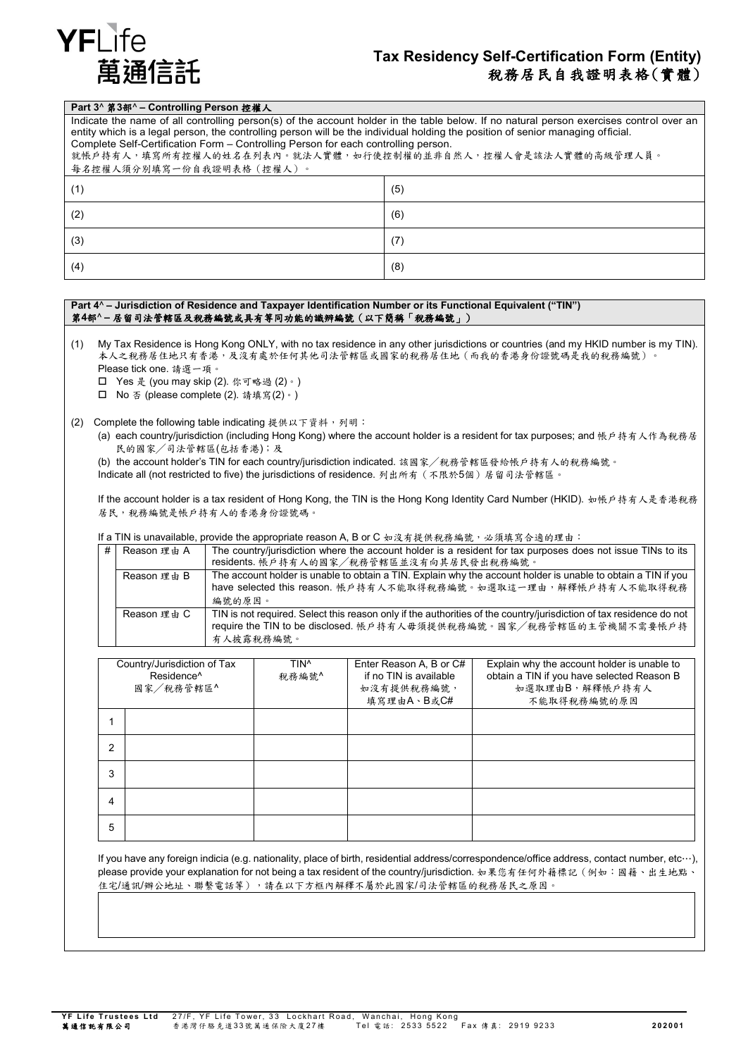# Tax Residency Self-Certification Form (Entity)
# 稅務居民自我證明表格(實體)

## Part 3^ 第3部^ – Controlling Person 控權人

Indicate the name of all controlling person(s) of the account holder in the table below. If no natural person exercises control over an entity which is a legal person, the controlling person will be the individual holding the position of senior managing official.
Complete Self-Certification Form – Controlling Person for each controlling person.
就帳戶持有人，填寫所有控權人的姓名在列表内。就法人實體，如行使控制權的並非自然人，控權人會是該法人實體的高級管理人員。
每名控權人須分別填寫一份自我證明表格（控權人）。

| | |
|---|---|
| (1) | (5) |
| (2) | (6) |
| (3) | (7) |
| (4) | (8) |

## Part 4^ – Jurisdiction of Residence and Taxpayer Identification Number or its Functional Equivalent ("TIN")
## 第4部^ – 居留司法管轄區及稅務編號或具有等同功能的識辨編號（以下簡稱「稅務編號」）

(1) My Tax Residence is Hong Kong ONLY, with no tax residence in any other jurisdictions or countries (and my HKID number is my TIN). 本人之稅務居住地只有香港，及沒有處於任何其他司法管轄區或國家的稅務居住地（而我的香港身份證號碼是我的稅務編號）。
Please tick one. 請選一項。
- ☐ Yes 是 (you may skip (2). 你可略過 (2)。)
- ☐ No 否 (please complete (2). 請填寫(2)。)

(2) Complete the following table indicating 提供以下資料，列明：
(a) each country/jurisdiction (including Hong Kong) where the account holder is a resident for tax purposes; and 帳戶持有人作為稅務居民的國家／司法管轄區(包括香港)；及
(b) the account holder's TIN for each country/jurisdiction indicated. 該國家／稅務管轄區發給帳戶持有人的稅務編號。
Indicate all (not restricted to five) the jurisdictions of residence. 列出所有（不限於5個）居留司法管轄區。

If the account holder is a tax resident of Hong Kong, the TIN is the Hong Kong Identity Card Number (HKID). 如帳戶持有人是香港稅務居民，稅務編號是帳戶持有人的香港身份證號碼。

If a TIN is unavailable, provide the appropriate reason A, B or C 如沒有提供稅務編號，必須填寫合適的理由：

| # | | |
|---|---|---|
| | Reason 理由 A | The country/jurisdiction where the account holder is a resident for tax purposes does not issue TINs to its residents. 帳戶持有人的國家／稅務管轄區並沒有向其居民發出稅務編號。 |
| | Reason 理由 B | The account holder is unable to obtain a TIN. Explain why the account holder is unable to obtain a TIN if you have selected this reason. 帳戶持有人不能取得稅務編號。如選取這一理由，解釋帳戶持有人不能取得稅務編號的原因。 |
| | Reason 理由 C | TIN is not required. Select this reason only if the authorities of the country/jurisdiction of tax residence do not require the TIN to be disclosed. 帳戶持有人毋須提供稅務編號。國家／稅務管轄區的主管機關不需要帳戶持有人披露稅務編號。 |

| | Country/Jurisdiction of Tax Residence^ 國家／稅務管轄區^ | TIN^ 稅務編號^ | Enter Reason A, B or C# if no TIN is available 如沒有提供稅務編號，填寫理由A、B或C# | Explain why the account holder is unable to obtain a TIN if you have selected Reason B 如選取理由B，解釋帳戶持有人不能取得稅務編號的原因 |
|---|---|---|---|---|
| 1 | | | | |
| 2 | | | | |
| 3 | | | | |
| 4 | | | | |
| 5 | | | | |

If you have any foreign indicia (e.g. nationality, place of birth, residential address/correspondence/office address, contact number, etc…), please provide your explanation for not being a tax resident of the country/jurisdiction. 如果您有任何外藉標記（例如：國籍、出生地點、住宅/通訊/辦公地址、聯繫電話等），請在以下方框內解釋不屬於此國家/司法管轄區的稅務居民之原因。

| |
|---|
| |

**YF Life Trustees Ltd** 27/F, YF Life Tower, 33 Lockhart Road, Wanchai, Hong Kong
**萬通信託有限公司** 香港灣仔駱克道33號萬通保險大廈27樓 Tel 電話: 2533 5522 Fax 傳真: 2919 9233 **202001**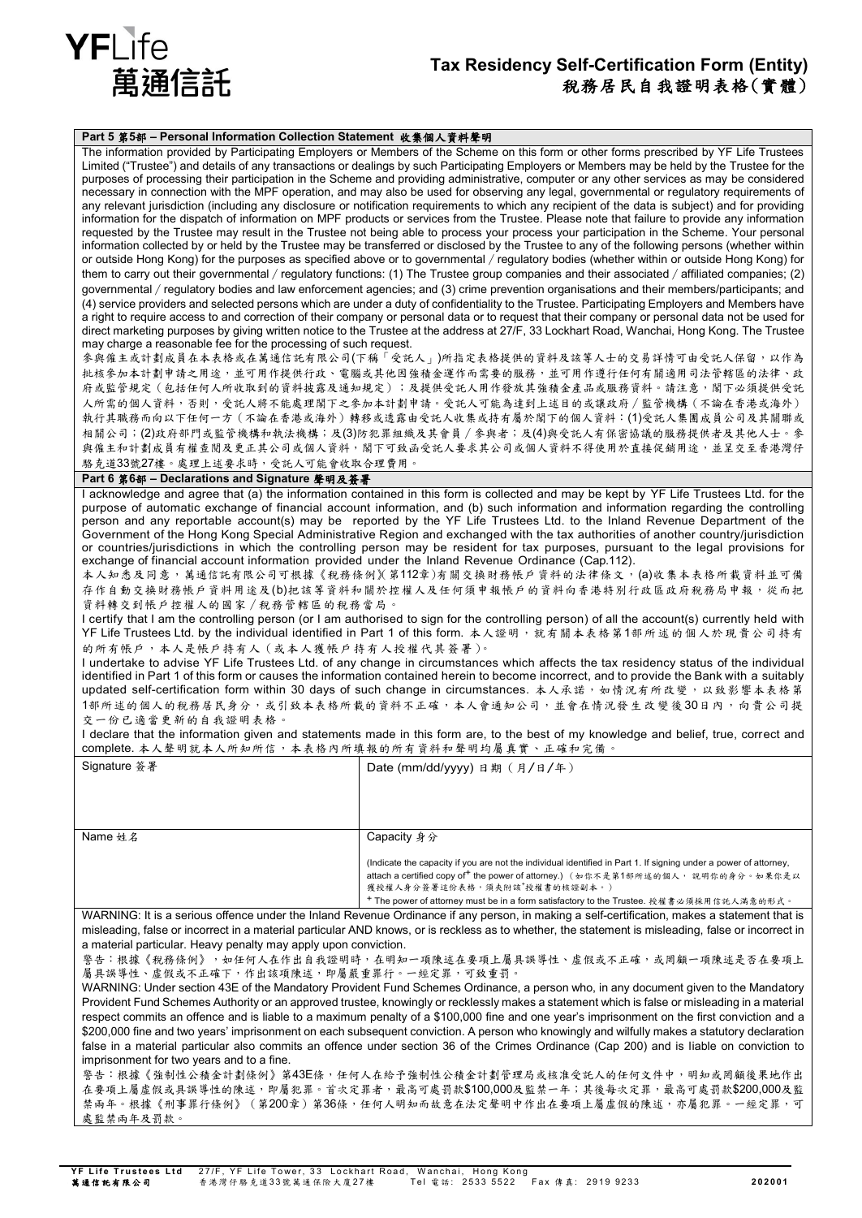# Tax Residency Self-Certification Form (Entity)
# 稅務居民自我證明表格（實體）

## Part 5 第5部 – Personal Information Collection Statement 收集個人資料聲明

The information provided by Participating Employers or Members of the Scheme on this form or other forms prescribed by YF Life Trustees Limited ("Trustee") and details of any transactions or dealings by such Participating Employers or Members may be held by the Trustee for the purposes of processing their participation in the Scheme and providing administrative, computer or any other services as may be considered necessary in connection with the MPF operation, and may also be used for observing any legal, governmental or regulatory requirements of any relevant jurisdiction (including any disclosure or notification requirements to which any recipient of the data is subject) and for providing information for the dispatch of information on MPF products or services from the Trustee. Please note that failure to provide any information requested by the Trustee may result in the Trustee not being able to process your participation in the Scheme. Your personal information collected by or held by the Trustee may be transferred or disclosed by the Trustee to any of the following persons (whether within or outside Hong Kong) for the purposes as specified above or to governmental / regulatory bodies (whether within or outside Hong Kong) for them to carry out their governmental / regulatory functions: (1) The Trustee group companies and their associated / affiliated companies; (2) governmental / regulatory bodies and law enforcement agencies; and (3) crime prevention organisations and their members/participants; and (4) service providers and selected persons which are under a duty of confidentiality to the Trustee. Participating Employers and Members have a right to require access to and correction of their company or personal data or to request that their company or personal data not be used for direct marketing purposes by giving written notice to the Trustee at the address at 27/F, 33 Lockhart Road, Wanchai, Hong Kong. The Trustee may charge a reasonable fee for the processing of such request.

參與僱主或計劃成員在本表格或在萬通信託有限公司(下稱「受託人」)所指定表格提供的資料及該等人士的交易詳情可由受託人保留，以作為批核參加本計劃申請之用途，並可用作提供行政、電腦或其他因強積金運作而需要的服務，並可用作遵行任何有關適用司法管轄區的法律、政府或監管規定（包括任何人所收取到的資料披露及通知規定）；及提供受託人用作發放其強積金產品或服務資料。請注意，閣下必須提供受託人所需的個人資料，否則，受託人將不能處理閣下之參加本計劃申請。受託人可能為達到上述目的或讓政府／監管機構（不論在香港或海外）執行其職務而向以下任何一方（不論在香港或海外）轉移或透露由受託人收集或持有屬於閣下的個人資料：(1)受託人集團成員公司及其關聯或相關公司；(2)政府部門或監管機構和執法機構；及(3)防犯罪組織及其會員／參與者；及(4)與受託人有保密協議的服務提供者及其他人士。參與僱主和計劃成員有權查閱及更正其公司或個人資料，閣下可致函受託人要求其公司或個人資料不得使用於直接促銷用途，並呈交至香港灣仔駱克道33號27樓。處理上述要求時，受託人可能會收取合理費用。

## Part 6 第6部 – Declarations and Signature 聲明及簽署

I acknowledge and agree that (a) the information contained in this form is collected and may be kept by YF Life Trustees Ltd. for the purpose of automatic exchange of financial account information, and (b) such information and information regarding the controlling person and any reportable account(s) may be reported by the YF Life Trustees Ltd. to the Inland Revenue Department of the Government of the Hong Kong Special Administrative Region and exchanged with the tax authorities of another country/jurisdiction or countries/jurisdictions in which the controlling person may be resident for tax purposes, pursuant to the legal provisions for exchange of financial account information provided under the Inland Revenue Ordinance (Cap.112).

本人知悉及同意，萬通信託有限公司可根據《稅務條例》(第112章)有關交換財務帳戶資料的法律條文，(a)收集本表格所載資料並可備存作自動交換財務帳戶資料用途及(b)把該等資料和關於控權人及任何須申報帳戶的資料向香港特別行政區政府稅務局申報，從而把資料轉交到帳戶控權人的國家／稅務管轄區的稅務當局。

I certify that I am the controlling person (or I am authorised to sign for the controlling person) of all the account(s) currently held with YF Life Trustees Ltd. by the individual identified in Part 1 of this form. 本人證明，就有關本表格第1部所述的個人於現貴公司持有的所有帳戶，本人是帳戶持有人（或本人獲帳戶持有人授權代其簽署）。

I undertake to advise YF Life Trustees Ltd. of any change in circumstances which affects the tax residency status of the individual identified in Part 1 of this form or causes the information contained herein to become incorrect, and to provide the Bank with a suitably updated self-certification form within 30 days of such change in circumstances. 本人承諾，如情況有所改變，以致影響本表格第1部所述的個人的稅務居民身分，或引致本表格所載的資料不正確，本人會通知公司，並會在情況發生改變後30日內，向貴公司提交一份已適當更新的自我證明表格。

I declare that the information given and statements made in this form are, to the best of my knowledge and belief, true, correct and complete. 本人聲明就本人所知所信，本表格內所填報的所有資料和聲明均屬真實、正確和完備。

| | |
|---|---|
| Signature 簽署 | Date (mm/dd/yyyy) 日期（月/日/年） |
| Name 姓名 | Capacity 身分<br><br>(Indicate the capacity if you are not the individual identified in Part 1. If signing under a power of attorney, attach a certified copy of⁺ the power of attorney.)（如你不是第1部所述的個人，說明你的身分。如果你是以獲授權人身分簽署這份表格，須夾附該⁺授權書的核證副本。）<br><br>⁺ The power of attorney must be in a form satisfactory to the Trustee. 授權書必須採用信託人滿意的形式。 |

WARNING: It is a serious offence under the Inland Revenue Ordinance if any person, in making a self-certification, makes a statement that is misleading, false or incorrect in a material particular AND knows, or is reckless as to whether, the statement is misleading, false or incorrect in a material particular. Heavy penalty may apply upon conviction.

警告：根據《稅務條例》，如任何人在作出自我證明時，在明知一項陳述在要項上屬具誤導性、虛假或不正確，或罔顧一項陳述是否在要項上屬具誤導性、虛假或不正確下，作出該項陳述，即屬嚴重罪行。一經定罪，可致重罰。

WARNING: Under section 43E of the Mandatory Provident Fund Schemes Ordinance, a person who, in any document given to the Mandatory Provident Fund Schemes Authority or an approved trustee, knowingly or recklessly makes a statement which is false or misleading in a material respect commits an offence and is liable to a maximum penalty of a $100,000 fine and one year's imprisonment on the first conviction and a $200,000 fine and two years' imprisonment on each subsequent conviction. A person who knowingly and wilfully makes a statutory declaration false in a material particular also commits an offence under section 36 of the Crimes Ordinance (Cap 200) and is liable on conviction to imprisonment for two years and to a fine.

警告：根據《強制性公積金計劃條例》第43E條，任何人在給予強制性公積金計劃管理局或核准受託人的任何文件中，明知或罔顧後果地作出在要項上屬虛假或具誤導性的陳述，即屬犯罪。首次定罪者，最高可處罰款$100,000及監禁一年；其後每次定罪，最高可處罰款$200,000及監禁兩年。根據《刑事罪行條例》（第200章）第36條，任何人明知而故意在法定聲明中作出在要項上屬虛假的陳述，亦屬犯罪。一經定罪，可處監禁兩年及罰款。

**YF Life Trustees Ltd** 27/F, YF Life Tower, 33 Lockhart Road, Wanchai, Hong Kong Tel 電話: 2533 5522 Fax 傳真: 2919 9233
**萬通信託有限公司** 香港灣仔駱克道33號萬通保險大廈27樓

202001